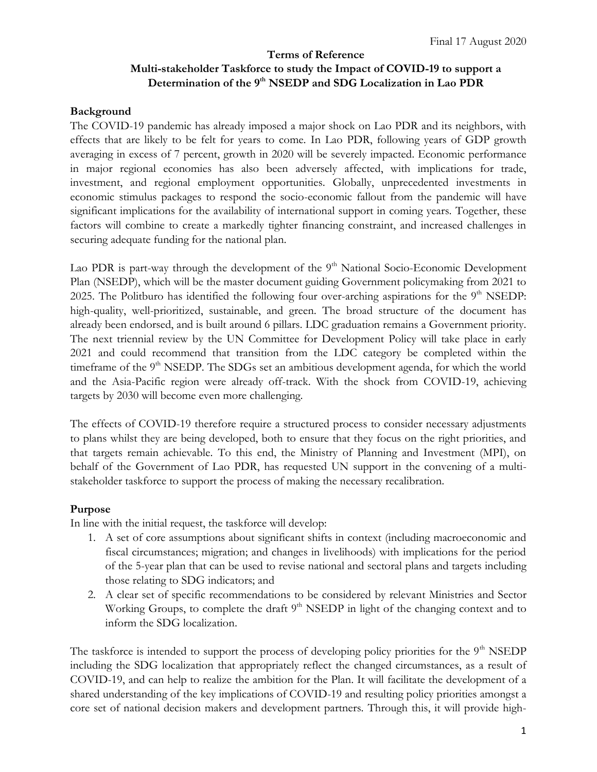Final 17 August 2020

**Terms of Reference**

**Multi-stakeholder Taskforce to study the Impact of COVID-19 to support a Determination of the 9th NSEDP and SDG Localization in Lao PDR**

## Background

The COVID-19 pandemic has already imposed a major shock on Lao PDR and its neighbors, with effects that are likely to be felt for years to come. In Lao PDR, following years of GDP growth averaging in excess of 7 percent, growth in 2020 will be severely impacted. Economic performance in major regional economies has also been adversely affected, with implications for trade, investment, and regional employment opportunities. Globally, unprecedented investments in economic stimulus packages to respond the socio-economic fallout from the pandemic will have significant implications for the availability of international support in coming years. Together, these factors will combine to create a markedly tighter financing constraint, and increased challenges in securing adequate funding for the national plan.

Lao PDR is part-way through the development of the 9th National Socio-Economic Development Plan (NSEDP), which will be the master document guiding Government policymaking from 2021 to 2025. The Politburo has identified the following four over-arching aspirations for the 9th NSEDP: high-quality, well-prioritized, sustainable, and green. The broad structure of the document has already been endorsed, and is built around 6 pillars. LDC graduation remains a Government priority. The next triennial review by the UN Committee for Development Policy will take place in early 2021 and could recommend that transition from the LDC category be completed within the timeframe of the 9th NSEDP. The SDGs set an ambitious development agenda, for which the world and the Asia-Pacific region were already off-track. With the shock from COVID-19, achieving targets by 2030 will become even more challenging.

The effects of COVID-19 therefore require a structured process to consider necessary adjustments to plans whilst they are being developed, both to ensure that they focus on the right priorities, and that targets remain achievable. To this end, the Ministry of Planning and Investment (MPI), on behalf of the Government of Lao PDR, has requested UN support in the convening of a multi-stakeholder taskforce to support the process of making the necessary recalibration.

## Purpose

In line with the initial request, the taskforce will develop:

1. A set of core assumptions about significant shifts in context (including macroeconomic and fiscal circumstances; migration; and changes in livelihoods) with implications for the period of the 5-year plan that can be used to revise national and sectoral plans and targets including those relating to SDG indicators; and
2. A clear set of specific recommendations to be considered by relevant Ministries and Sector Working Groups, to complete the draft 9th NSEDP in light of the changing context and to inform the SDG localization.

The taskforce is intended to support the process of developing policy priorities for the 9th NSEDP including the SDG localization that appropriately reflect the changed circumstances, as a result of COVID-19, and can help to realize the ambition for the Plan. It will facilitate the development of a shared understanding of the key implications of COVID-19 and resulting policy priorities amongst a core set of national decision makers and development partners. Through this, it will provide high-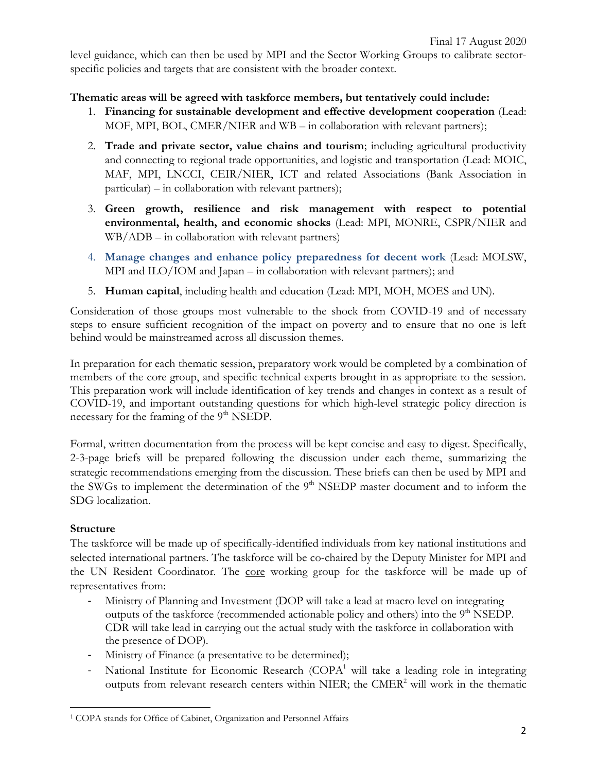level guidance, which can then be used by MPI and the Sector Working Groups to calibrate sector-specific policies and targets that are consistent with the broader context.

**Thematic areas will be agreed with taskforce members, but tentatively could include:**

1. **Financing for sustainable development and effective development cooperation** (Lead: MOF, MPI, BOL, CMER/NIER and WB – in collaboration with relevant partners);
2. **Trade and private sector, value chains and tourism**; including agricultural productivity and connecting to regional trade opportunities, and logistic and transportation (Lead: MOIC, MAF, MPI, LNCCI, CEIR/NIER, ICT and related Associations (Bank Association in particular) – in collaboration with relevant partners);
3. **Green growth, resilience and risk management with respect to potential environmental, health, and economic shocks** (Lead: MPI, MONRE, CSPR/NIER and WB/ADB – in collaboration with relevant partners)
4. **Manage changes and enhance policy preparedness for decent work** (Lead: MOLSW, MPI and ILO/IOM and Japan – in collaboration with relevant partners); and
5. **Human capital**, including health and education (Lead: MPI, MOH, MOES and UN).

Consideration of those groups most vulnerable to the shock from COVID-19 and of necessary steps to ensure sufficient recognition of the impact on poverty and to ensure that no one is left behind would be mainstreamed across all discussion themes.

In preparation for each thematic session, preparatory work would be completed by a combination of members of the core group, and specific technical experts brought in as appropriate to the session. This preparation work will include identification of key trends and changes in context as a result of COVID-19, and important outstanding questions for which high-level strategic policy direction is necessary for the framing of the 9th NSEDP.

Formal, written documentation from the process will be kept concise and easy to digest. Specifically, 2-3-page briefs will be prepared following the discussion under each theme, summarizing the strategic recommendations emerging from the discussion. These briefs can then be used by MPI and the SWGs to implement the determination of the 9th NSEDP master document and to inform the SDG localization.

**Structure**

The taskforce will be made up of specifically-identified individuals from key national institutions and selected international partners. The taskforce will be co-chaired by the Deputy Minister for MPI and the UN Resident Coordinator. The core working group for the taskforce will be made up of representatives from:

- Ministry of Planning and Investment (DOP will take a lead at macro level on integrating outputs of the taskforce (recommended actionable policy and others) into the 9th NSEDP. CDR will take lead in carrying out the actual study with the taskforce in collaboration with the presence of DOP).
- Ministry of Finance (a presentative to be determined);
- National Institute for Economic Research (COPA[1] will take a leading role in integrating outputs from relevant research centers within NIER; the CMER[2] will work in the thematic

[1] COPA stands for Office of Cabinet, Organization and Personnel Affairs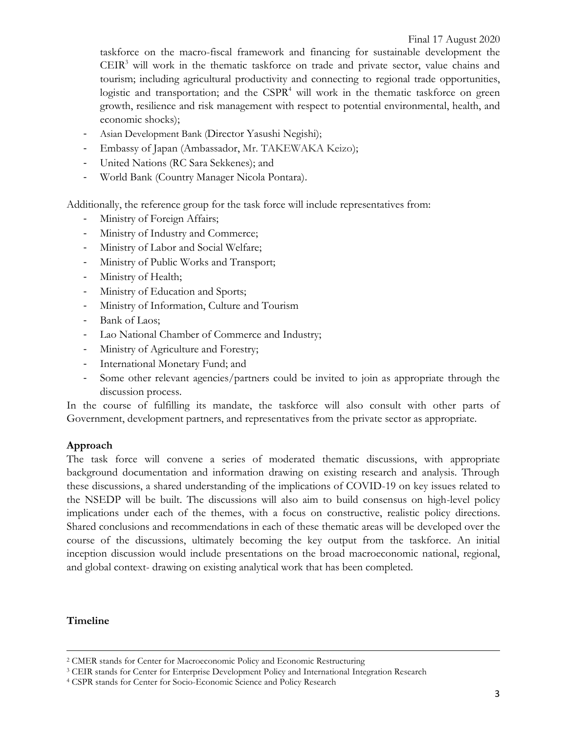taskforce on the macro-fiscal framework and financing for sustainable development the CEIR[3] will work in the thematic taskforce on trade and private sector, value chains and tourism; including agricultural productivity and connecting to regional trade opportunities, logistic and transportation; and the CSPR[4] will work in the thematic taskforce on green growth, resilience and risk management with respect to potential environmental, health, and economic shocks);

- Asian Development Bank (Director Yasushi Negishi);
- Embassy of Japan (Ambassador, Mr. TAKEWAKA Keizo);
- United Nations (RC Sara Sekkenes); and
- World Bank (Country Manager Nicola Pontara).

Additionally, the reference group for the task force will include representatives from:

- Ministry of Foreign Affairs;
- Ministry of Industry and Commerce;
- Ministry of Labor and Social Welfare;
- Ministry of Public Works and Transport;
- Ministry of Health;
- Ministry of Education and Sports;
- Ministry of Information, Culture and Tourism
- Bank of Laos;
- Lao National Chamber of Commerce and Industry;
- Ministry of Agriculture and Forestry;
- International Monetary Fund; and
- Some other relevant agencies/partners could be invited to join as appropriate through the discussion process.

In the course of fulfilling its mandate, the taskforce will also consult with other parts of Government, development partners, and representatives from the private sector as appropriate.

**Approach**

The task force will convene a series of moderated thematic discussions, with appropriate background documentation and information drawing on existing research and analysis. Through these discussions, a shared understanding of the implications of COVID-19 on key issues related to the NSEDP will be built. The discussions will also aim to build consensus on high-level policy implications under each of the themes, with a focus on constructive, realistic policy directions. Shared conclusions and recommendations in each of these thematic areas will be developed over the course of the discussions, ultimately becoming the key output from the taskforce. An initial inception discussion would include presentations on the broad macroeconomic national, regional, and global context- drawing on existing analytical work that has been completed.

**Timeline**

---

[2] CMER stands for Center for Macroeconomic Policy and Economic Restructuring

[3] CEIR stands for Center for Enterprise Development Policy and International Integration Research

[4] CSPR stands for Center for Socio-Economic Science and Policy Research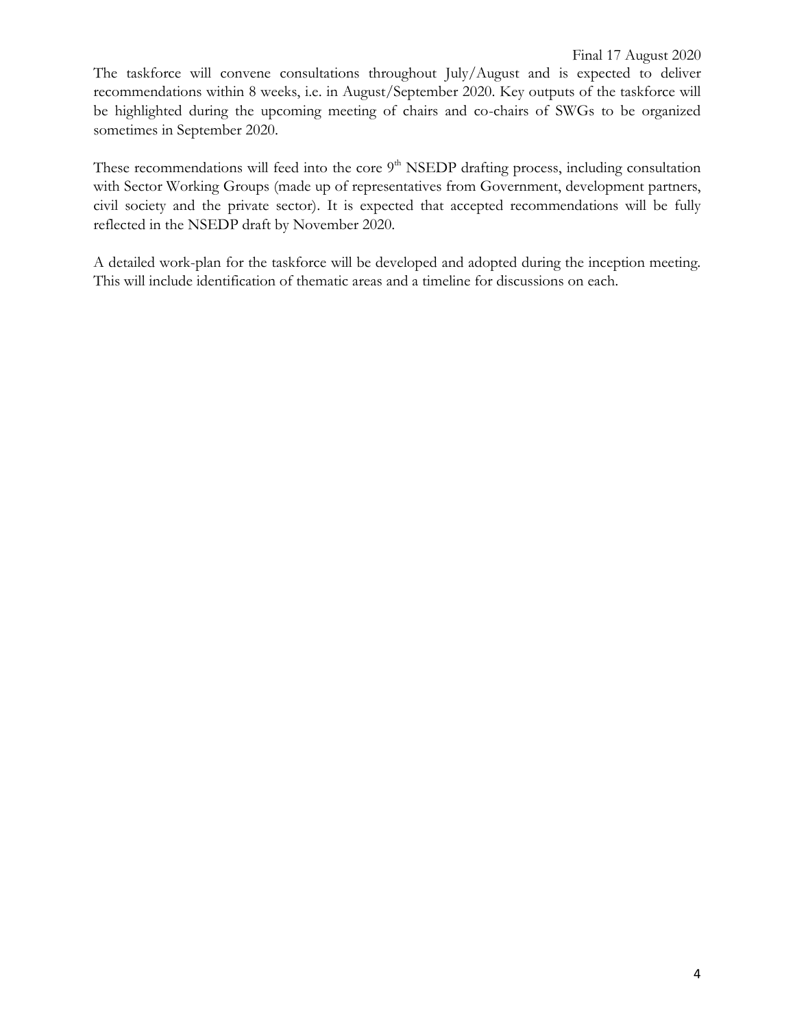The taskforce will convene consultations throughout July/August and is expected to deliver recommendations within 8 weeks, i.e. in August/September 2020. Key outputs of the taskforce will be highlighted during the upcoming meeting of chairs and co-chairs of SWGs to be organized sometimes in September 2020.

These recommendations will feed into the core 9th NSEDP drafting process, including consultation with Sector Working Groups (made up of representatives from Government, development partners, civil society and the private sector). It is expected that accepted recommendations will be fully reflected in the NSEDP draft by November 2020.

A detailed work-plan for the taskforce will be developed and adopted during the inception meeting. This will include identification of thematic areas and a timeline for discussions on each.